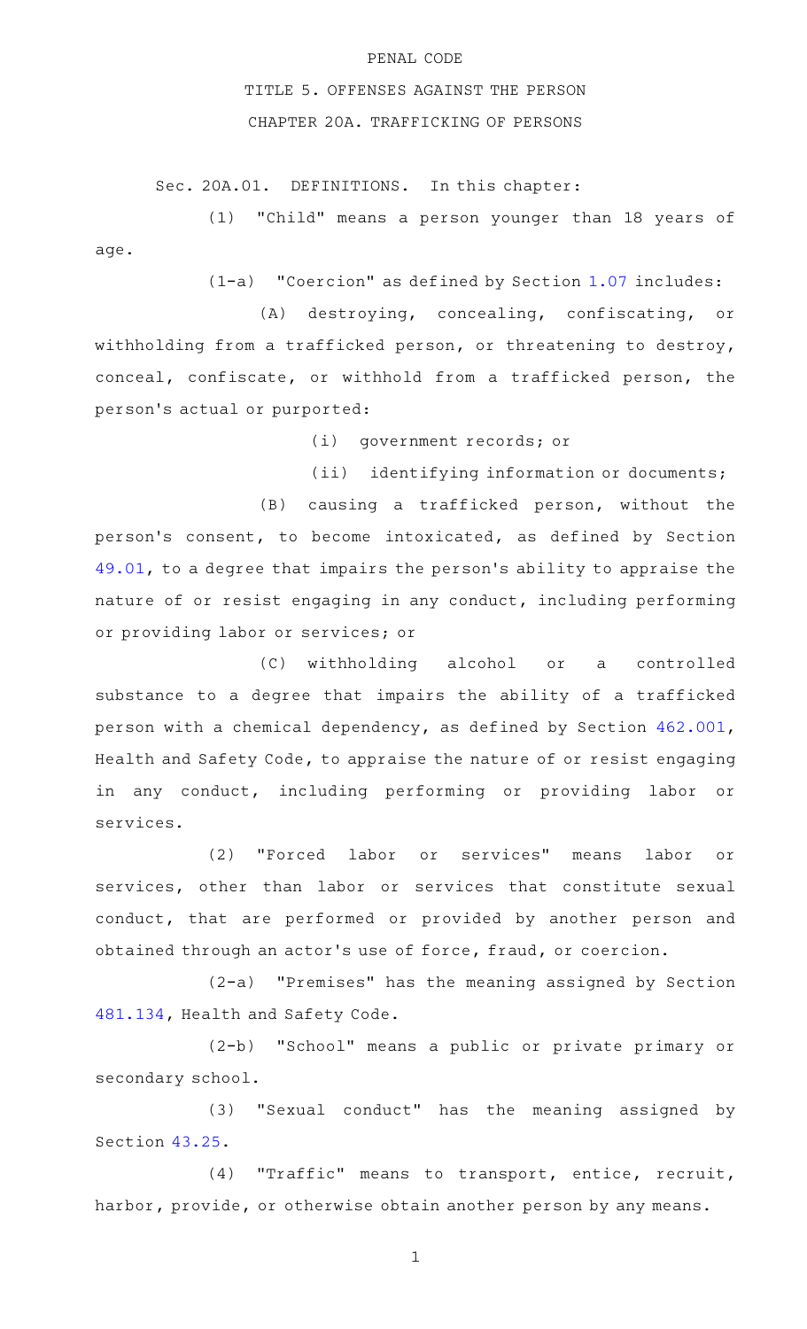PENAL CODE

TITLE 5. OFFENSES AGAINST THE PERSON

CHAPTER 20A. TRAFFICKING OF PERSONS

Sec. 20A.01. DEFINITIONS. In this chapter:

(1) "Child" means a person younger than 18 years of age.

(1-a) "Coercion" as defined by Section 1.07 includes:

(A) destroying, concealing, confiscating, or withholding from a trafficked person, or threatening to destroy, conceal, confiscate, or withhold from a trafficked person, the person's actual or purported:

(i) government records; or

(ii) identifying information or documents;

(B) causing a trafficked person, without the person's consent, to become intoxicated, as defined by Section 49.01, to a degree that impairs the person's ability to appraise the nature of or resist engaging in any conduct, including performing or providing labor or services; or

(C) withholding alcohol or a controlled substance to a degree that impairs the ability of a trafficked person with a chemical dependency, as defined by Section 462.001, Health and Safety Code, to appraise the nature of or resist engaging in any conduct, including performing or providing labor or services.

(2) "Forced labor or services" means labor or services, other than labor or services that constitute sexual conduct, that are performed or provided by another person and obtained through an actor's use of force, fraud, or coercion.

(2-a) "Premises" has the meaning assigned by Section 481.134, Health and Safety Code.

(2-b) "School" means a public or private primary or secondary school.

(3) "Sexual conduct" has the meaning assigned by Section 43.25.

(4) "Traffic" means to transport, entice, recruit, harbor, provide, or otherwise obtain another person by any means.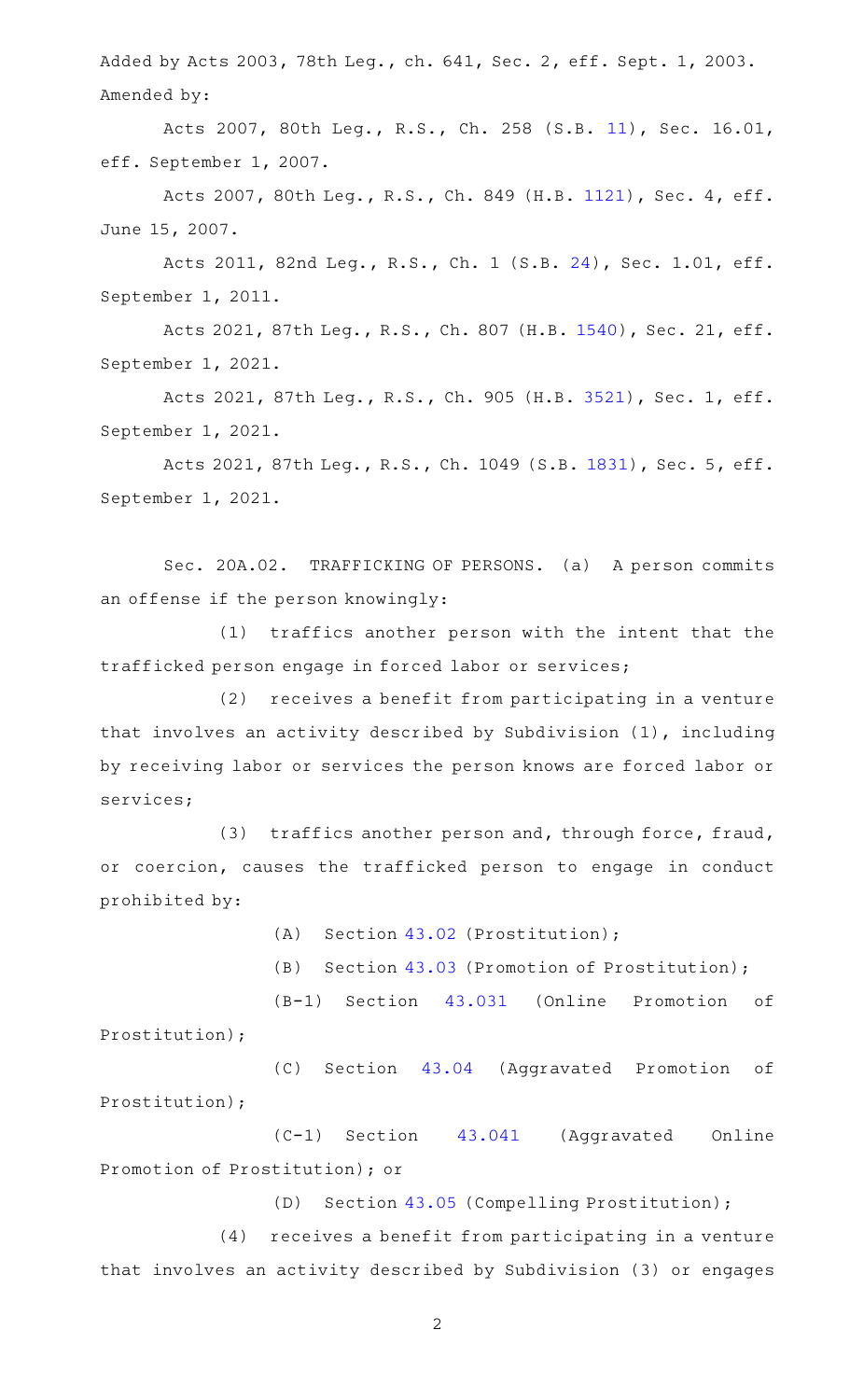Added by Acts 2003, 78th Leg., ch. 641, Sec. 2, eff. Sept. 1, 2003.
Amended by:

Acts 2007, 80th Leg., R.S., Ch. 258 (S.B. 11), Sec. 16.01, eff. September 1, 2007.

Acts 2007, 80th Leg., R.S., Ch. 849 (H.B. 1121), Sec. 4, eff. June 15, 2007.

Acts 2011, 82nd Leg., R.S., Ch. 1 (S.B. 24), Sec. 1.01, eff. September 1, 2011.

Acts 2021, 87th Leg., R.S., Ch. 807 (H.B. 1540), Sec. 21, eff. September 1, 2021.

Acts 2021, 87th Leg., R.S., Ch. 905 (H.B. 3521), Sec. 1, eff. September 1, 2021.

Acts 2021, 87th Leg., R.S., Ch. 1049 (S.B. 1831), Sec. 5, eff. September 1, 2021.

Sec. 20A.02. TRAFFICKING OF PERSONS. (a) A person commits an offense if the person knowingly:

(1) traffics another person with the intent that the trafficked person engage in forced labor or services;

(2) receives a benefit from participating in a venture that involves an activity described by Subdivision (1), including by receiving labor or services the person knows are forced labor or services;

(3) traffics another person and, through force, fraud, or coercion, causes the trafficked person to engage in conduct prohibited by:

(A) Section 43.02 (Prostitution);

(B) Section 43.03 (Promotion of Prostitution);

(B-1) Section 43.031 (Online Promotion of Prostitution);

(C) Section 43.04 (Aggravated Promotion of Prostitution);

(C-1) Section 43.041 (Aggravated Online Promotion of Prostitution); or

(D) Section 43.05 (Compelling Prostitution);

(4) receives a benefit from participating in a venture that involves an activity described by Subdivision (3) or engages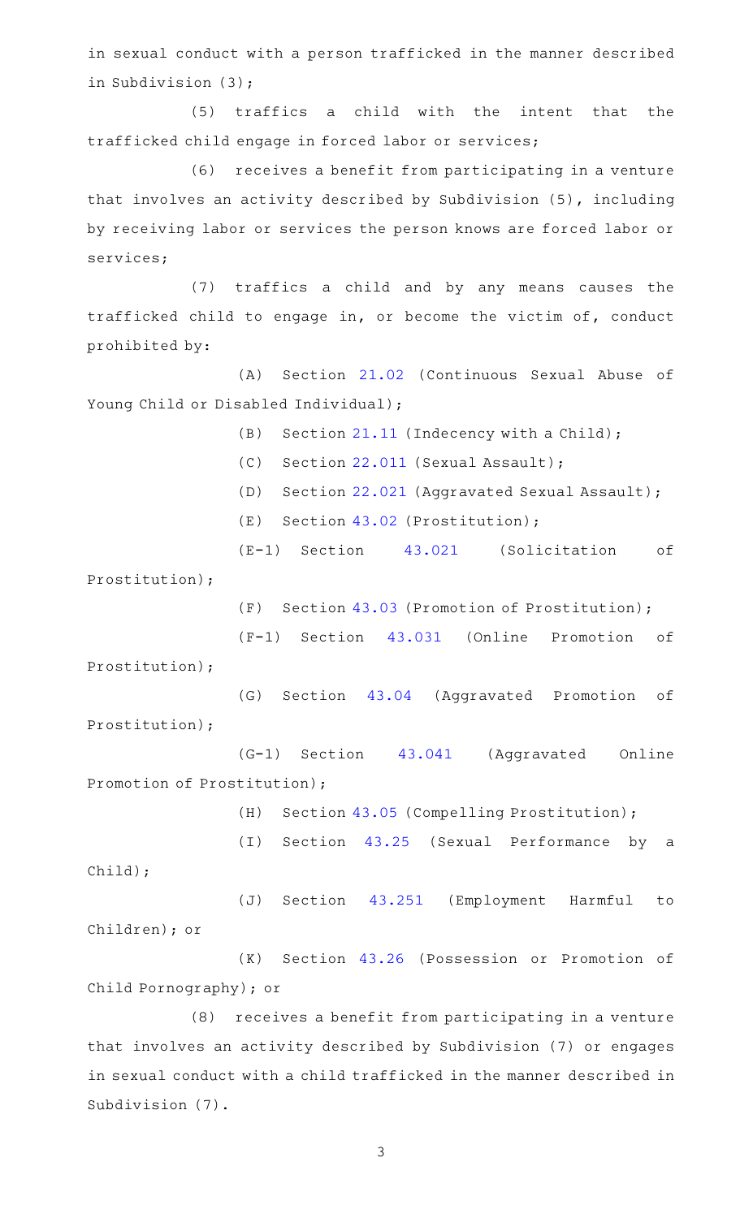in sexual conduct with a person trafficked in the manner described in Subdivision (3);

(5) traffics a child with the intent that the trafficked child engage in forced labor or services;

(6) receives a benefit from participating in a venture that involves an activity described by Subdivision (5), including by receiving labor or services the person knows are forced labor or services;

(7) traffics a child and by any means causes the trafficked child to engage in, or become the victim of, conduct prohibited by:

(A) Section 21.02 (Continuous Sexual Abuse of Young Child or Disabled Individual);

(B) Section 21.11 (Indecency with a Child);

(C) Section 22.011 (Sexual Assault);

(D) Section 22.021 (Aggravated Sexual Assault);

(E) Section 43.02 (Prostitution);

(E-1) Section 43.021 (Solicitation of Prostitution);

(F) Section 43.03 (Promotion of Prostitution);

(F-1) Section 43.031 (Online Promotion of Prostitution);

(G) Section 43.04 (Aggravated Promotion of Prostitution);

(G-1) Section 43.041 (Aggravated Online Promotion of Prostitution);

(H) Section 43.05 (Compelling Prostitution);

(I) Section 43.25 (Sexual Performance by a Child);

(J) Section 43.251 (Employment Harmful to Children); or

(K) Section 43.26 (Possession or Promotion of Child Pornography); or

(8) receives a benefit from participating in a venture that involves an activity described by Subdivision (7) or engages in sexual conduct with a child trafficked in the manner described in Subdivision (7).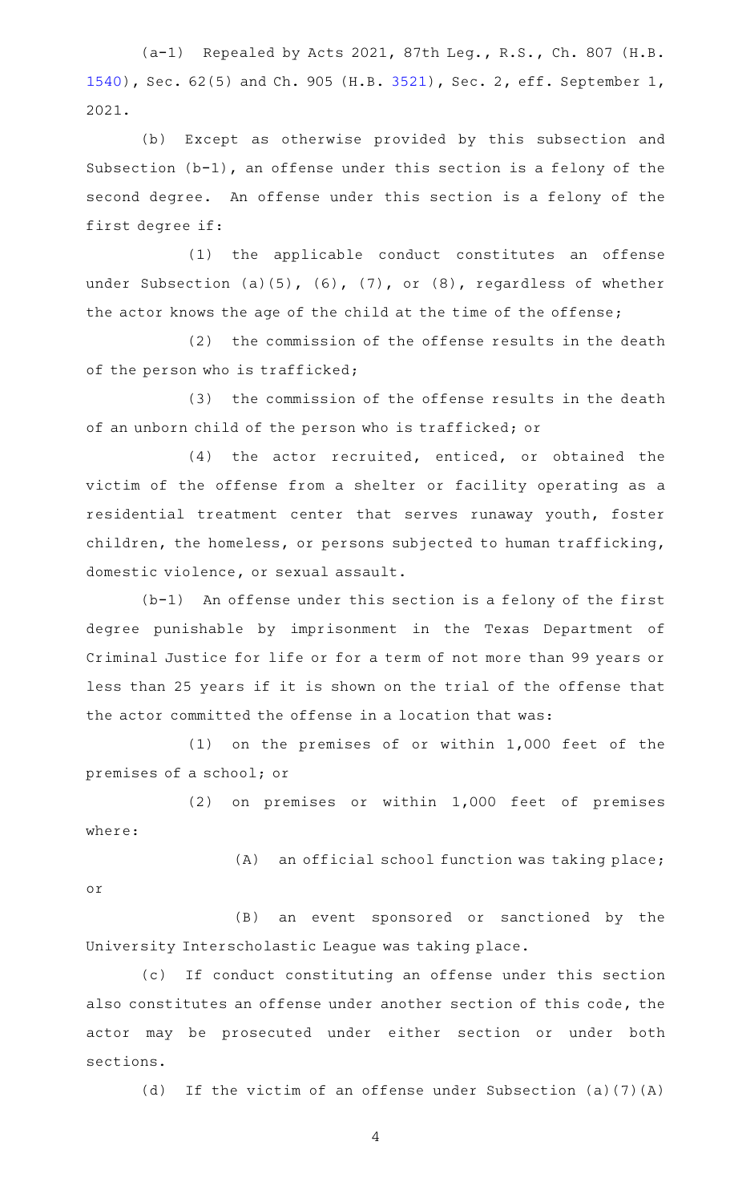(a-1) Repealed by Acts 2021, 87th Leg., R.S., Ch. 807 (H.B. 1540), Sec. 62(5) and Ch. 905 (H.B. 3521), Sec. 2, eff. September 1, 2021.

(b) Except as otherwise provided by this subsection and Subsection (b-1), an offense under this section is a felony of the second degree. An offense under this section is a felony of the first degree if:

(1) the applicable conduct constitutes an offense under Subsection (a)(5), (6), (7), or (8), regardless of whether the actor knows the age of the child at the time of the offense;

(2) the commission of the offense results in the death of the person who is trafficked;

(3) the commission of the offense results in the death of an unborn child of the person who is trafficked; or

(4) the actor recruited, enticed, or obtained the victim of the offense from a shelter or facility operating as a residential treatment center that serves runaway youth, foster children, the homeless, or persons subjected to human trafficking, domestic violence, or sexual assault.

(b-1) An offense under this section is a felony of the first degree punishable by imprisonment in the Texas Department of Criminal Justice for life or for a term of not more than 99 years or less than 25 years if it is shown on the trial of the offense that the actor committed the offense in a location that was:

(1) on the premises of or within 1,000 feet of the premises of a school; or

(2) on premises or within 1,000 feet of premises where:

(A) an official school function was taking place; or

(B) an event sponsored or sanctioned by the University Interscholastic League was taking place.

(c) If conduct constituting an offense under this section also constitutes an offense under another section of this code, the actor may be prosecuted under either section or under both sections.

(d) If the victim of an offense under Subsection (a)(7)(A)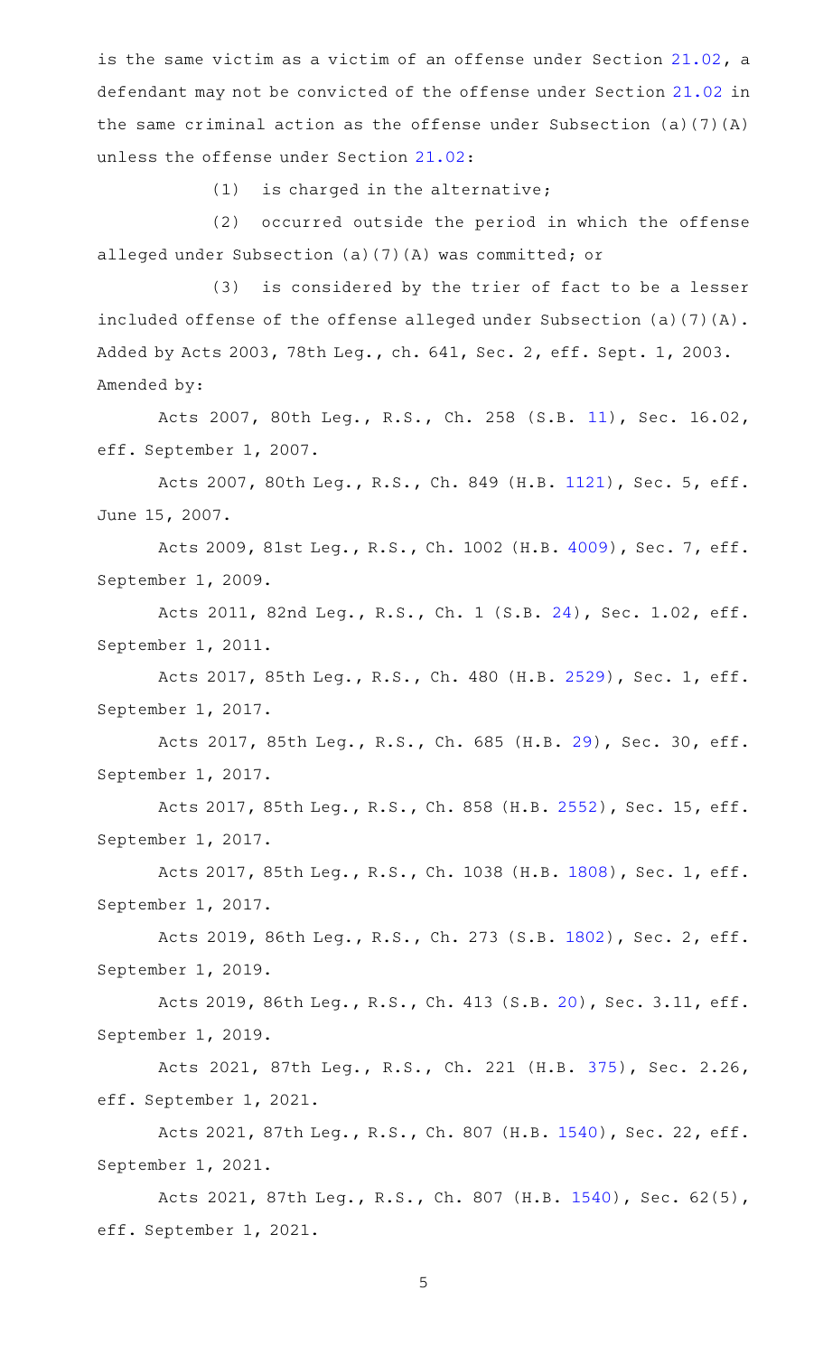is the same victim as a victim of an offense under Section 21.02, a defendant may not be convicted of the offense under Section 21.02 in the same criminal action as the offense under Subsection (a)(7)(A) unless the offense under Section 21.02:

(1) is charged in the alternative;

(2) occurred outside the period in which the offense alleged under Subsection (a)(7)(A) was committed; or

(3) is considered by the trier of fact to be a lesser included offense of the offense alleged under Subsection (a)(7)(A).

Added by Acts 2003, 78th Leg., ch. 641, Sec. 2, eff. Sept. 1, 2003.

Amended by:

Acts 2007, 80th Leg., R.S., Ch. 258 (S.B. 11), Sec. 16.02, eff. September 1, 2007.

Acts 2007, 80th Leg., R.S., Ch. 849 (H.B. 1121), Sec. 5, eff. June 15, 2007.

Acts 2009, 81st Leg., R.S., Ch. 1002 (H.B. 4009), Sec. 7, eff. September 1, 2009.

Acts 2011, 82nd Leg., R.S., Ch. 1 (S.B. 24), Sec. 1.02, eff. September 1, 2011.

Acts 2017, 85th Leg., R.S., Ch. 480 (H.B. 2529), Sec. 1, eff. September 1, 2017.

Acts 2017, 85th Leg., R.S., Ch. 685 (H.B. 29), Sec. 30, eff. September 1, 2017.

Acts 2017, 85th Leg., R.S., Ch. 858 (H.B. 2552), Sec. 15, eff. September 1, 2017.

Acts 2017, 85th Leg., R.S., Ch. 1038 (H.B. 1808), Sec. 1, eff. September 1, 2017.

Acts 2019, 86th Leg., R.S., Ch. 273 (S.B. 1802), Sec. 2, eff. September 1, 2019.

Acts 2019, 86th Leg., R.S., Ch. 413 (S.B. 20), Sec. 3.11, eff. September 1, 2019.

Acts 2021, 87th Leg., R.S., Ch. 221 (H.B. 375), Sec. 2.26, eff. September 1, 2021.

Acts 2021, 87th Leg., R.S., Ch. 807 (H.B. 1540), Sec. 22, eff. September 1, 2021.

Acts 2021, 87th Leg., R.S., Ch. 807 (H.B. 1540), Sec. 62(5), eff. September 1, 2021.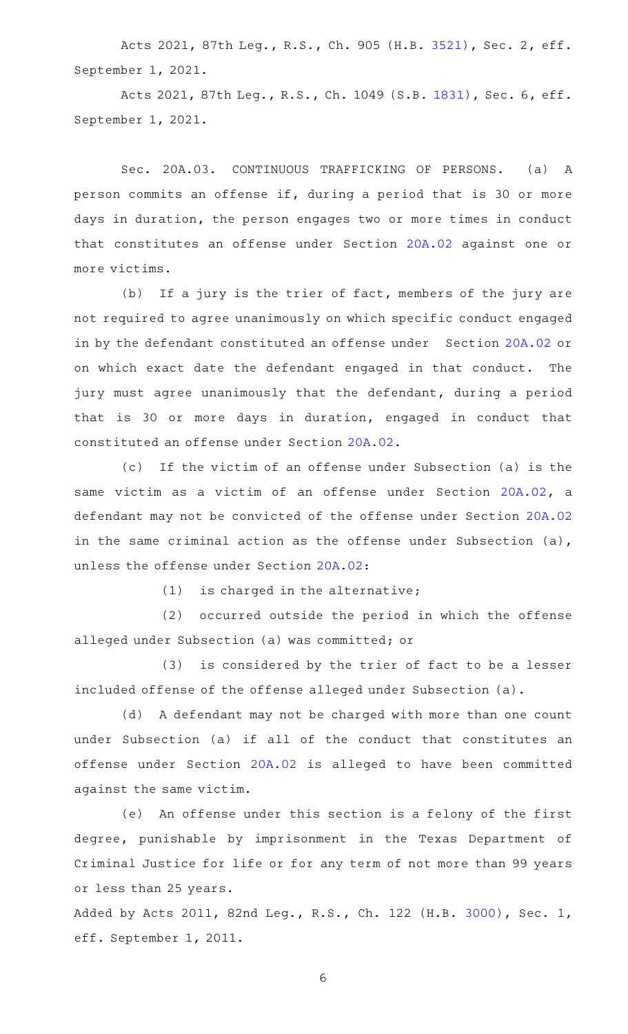Acts 2021, 87th Leg., R.S., Ch. 905 (H.B. 3521), Sec. 2, eff. September 1, 2021.

Acts 2021, 87th Leg., R.S., Ch. 1049 (S.B. 1831), Sec. 6, eff. September 1, 2021.

Sec. 20A.03. CONTINUOUS TRAFFICKING OF PERSONS. (a) A person commits an offense if, during a period that is 30 or more days in duration, the person engages two or more times in conduct that constitutes an offense under Section 20A.02 against one or more victims.

(b) If a jury is the trier of fact, members of the jury are not required to agree unanimously on which specific conduct engaged in by the defendant constituted an offense under Section 20A.02 or on which exact date the defendant engaged in that conduct. The jury must agree unanimously that the defendant, during a period that is 30 or more days in duration, engaged in conduct that constituted an offense under Section 20A.02.

(c) If the victim of an offense under Subsection (a) is the same victim as a victim of an offense under Section 20A.02, a defendant may not be convicted of the offense under Section 20A.02 in the same criminal action as the offense under Subsection (a), unless the offense under Section 20A.02:

(1) is charged in the alternative;

(2) occurred outside the period in which the offense alleged under Subsection (a) was committed; or

(3) is considered by the trier of fact to be a lesser included offense of the offense alleged under Subsection (a).

(d) A defendant may not be charged with more than one count under Subsection (a) if all of the conduct that constitutes an offense under Section 20A.02 is alleged to have been committed against the same victim.

(e) An offense under this section is a felony of the first degree, punishable by imprisonment in the Texas Department of Criminal Justice for life or for any term of not more than 99 years or less than 25 years.

Added by Acts 2011, 82nd Leg., R.S., Ch. 122 (H.B. 3000), Sec. 1, eff. September 1, 2011.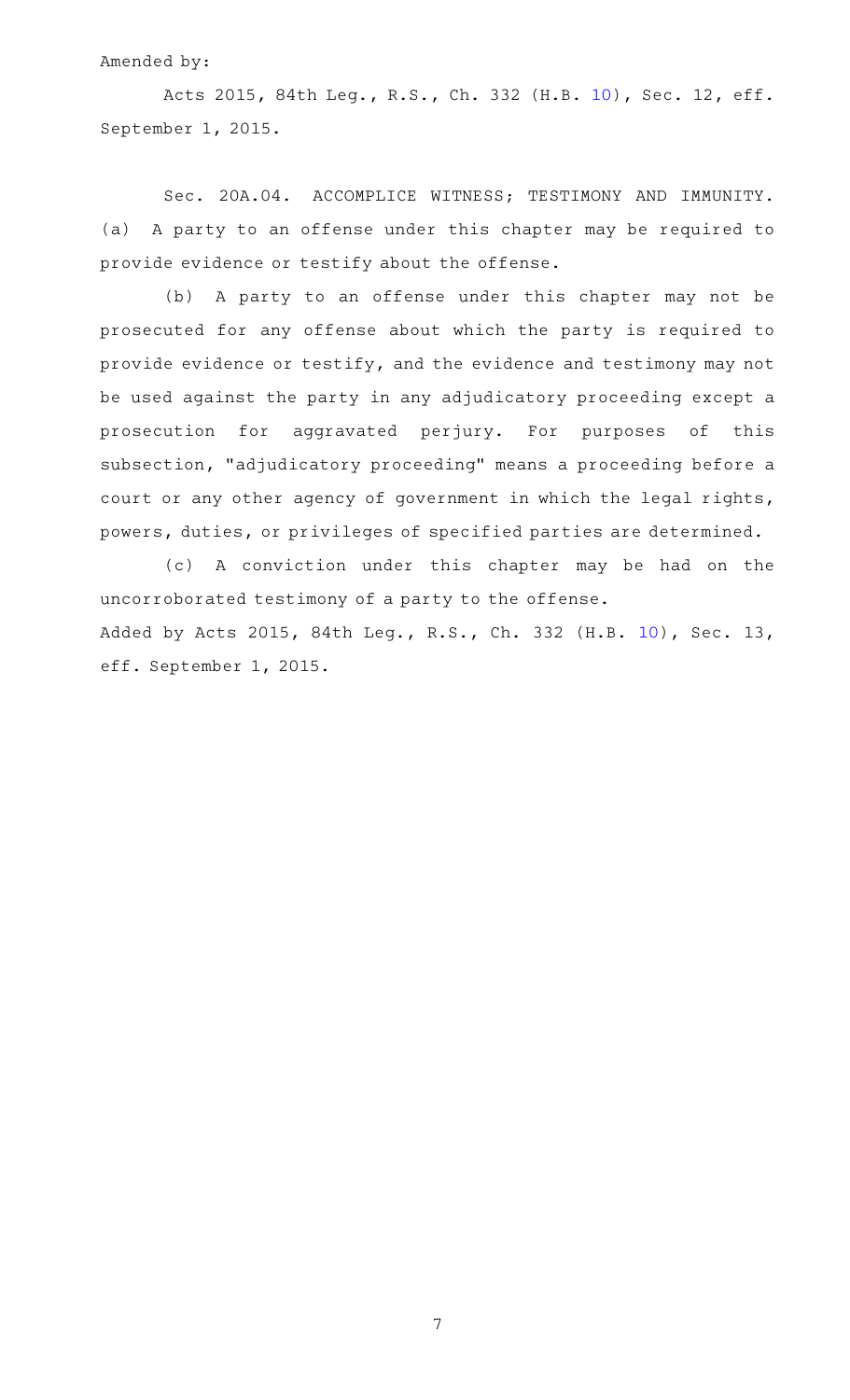Amended by:

Acts 2015, 84th Leg., R.S., Ch. 332 (H.B. 10), Sec. 12, eff. September 1, 2015.

Sec. 20A.04. ACCOMPLICE WITNESS; TESTIMONY AND IMMUNITY. (a) A party to an offense under this chapter may be required to provide evidence or testify about the offense.

(b) A party to an offense under this chapter may not be prosecuted for any offense about which the party is required to provide evidence or testify, and the evidence and testimony may not be used against the party in any adjudicatory proceeding except a prosecution for aggravated perjury. For purposes of this subsection, "adjudicatory proceeding" means a proceeding before a court or any other agency of government in which the legal rights, powers, duties, or privileges of specified parties are determined.

(c) A conviction under this chapter may be had on the uncorroborated testimony of a party to the offense.

Added by Acts 2015, 84th Leg., R.S., Ch. 332 (H.B. 10), Sec. 13, eff. September 1, 2015.